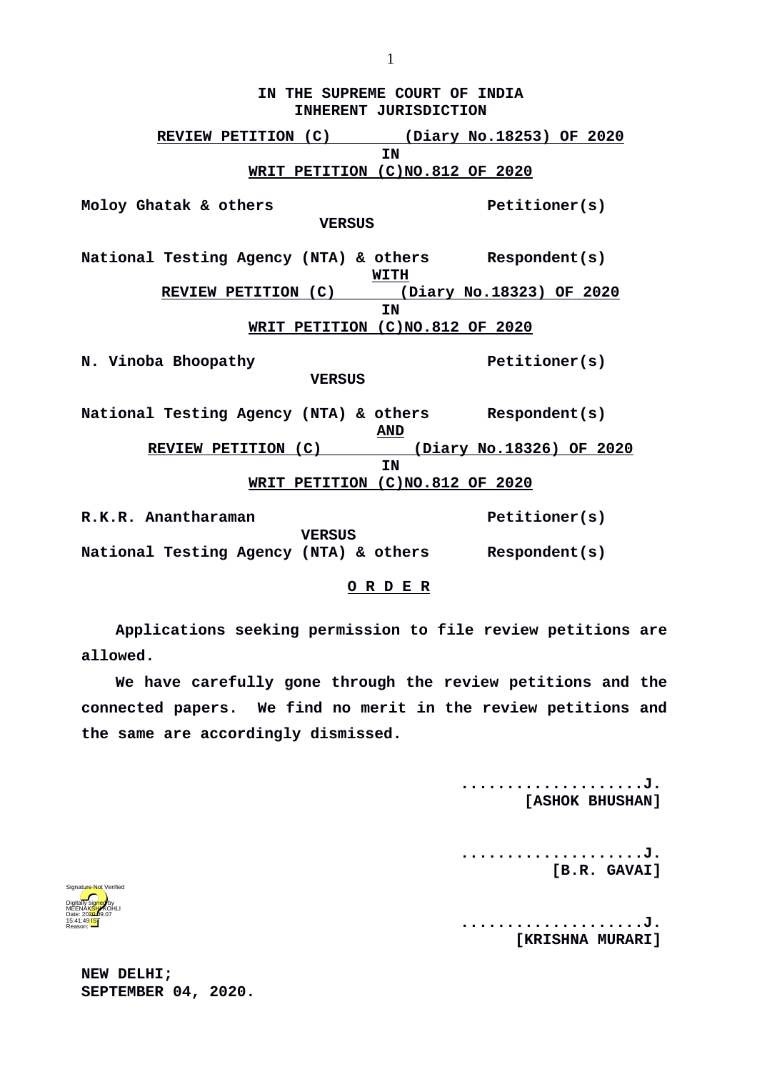**IN THE SUPREME COURT OF INDIA**
**INHERENT JURISDICTION**

**REVIEW PETITION (C) (Diary No.18253) OF 2020**
**IN**
**WRIT PETITION (C)NO.812 OF 2020**

**Moloy Ghatak & others** **Petitioner(s)**

**VERSUS**

**National Testing Agency (NTA) & others** **Respondent(s)**

**WITH**

**REVIEW PETITION (C) (Diary No.18323) OF 2020**
**IN**
**WRIT PETITION (C)NO.812 OF 2020**

**N. Vinoba Bhoopathy** **Petitioner(s)**

**VERSUS**

**National Testing Agency (NTA) & others** **Respondent(s)**

**AND**

**REVIEW PETITION (C) (Diary No.18326) OF 2020**
**IN**
**WRIT PETITION (C)NO.812 OF 2020**

**R.K.R. Anantharaman** **Petitioner(s)**

**VERSUS**

**National Testing Agency (NTA) & others** **Respondent(s)**

**O R D E R**

**Applications seeking permission to file review petitions are allowed.**

**We have carefully gone through the review petitions and the connected papers. We find no merit in the review petitions and the same are accordingly dismissed.**

**....................J.**
**[ASHOK BHUSHAN]**

**....................J.**
**[B.R. GAVAI]**

**....................J.**
**[KRISHNA MURARI]**

**NEW DELHI;**
**SEPTEMBER 04, 2020.**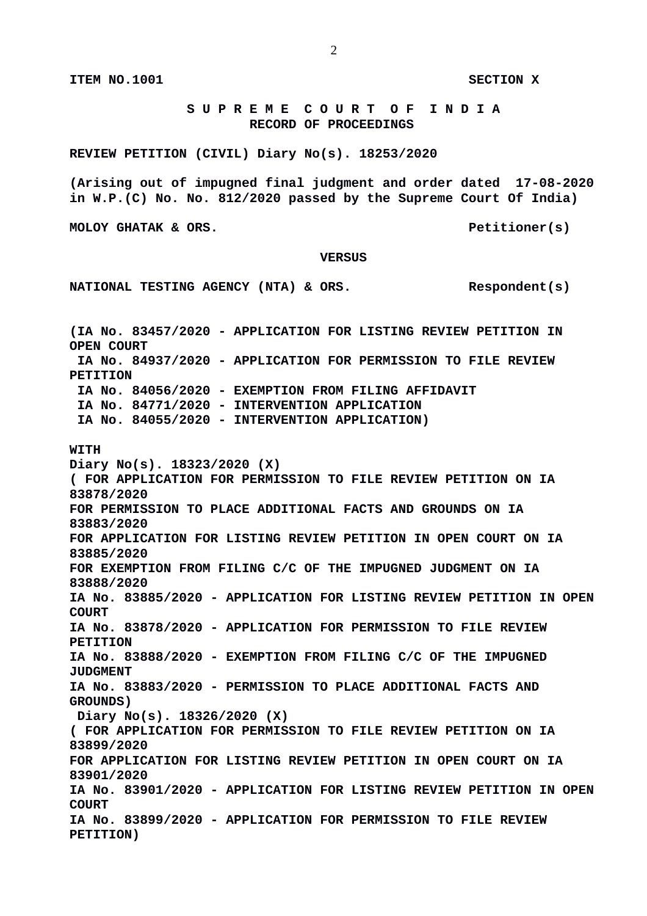**ITEM NO.1001** **SECTION X**

**S U P R E M E C O U R T O F I N D I A**
**RECORD OF PROCEEDINGS**

**REVIEW PETITION (CIVIL) Diary No(s). 18253/2020**

**(Arising out of impugned final judgment and order dated 17-08-2020 in W.P.(C) No. No. 812/2020 passed by the Supreme Court Of India)**

**MOLOY GHATAK & ORS.** **Petitioner(s)**

**VERSUS**

**NATIONAL TESTING AGENCY (NTA) & ORS.** **Respondent(s)**

**(IA No. 83457/2020 - APPLICATION FOR LISTING REVIEW PETITION IN OPEN COURT**
**IA No. 84937/2020 - APPLICATION FOR PERMISSION TO FILE REVIEW PETITION**
**IA No. 84056/2020 - EXEMPTION FROM FILING AFFIDAVIT**
**IA No. 84771/2020 - INTERVENTION APPLICATION**
**IA No. 84055/2020 - INTERVENTION APPLICATION)**

**WITH**
**Diary No(s). 18323/2020 (X)**
**( FOR APPLICATION FOR PERMISSION TO FILE REVIEW PETITION ON IA 83878/2020**
**FOR PERMISSION TO PLACE ADDITIONAL FACTS AND GROUNDS ON IA 83883/2020**
**FOR APPLICATION FOR LISTING REVIEW PETITION IN OPEN COURT ON IA 83885/2020**
**FOR EXEMPTION FROM FILING C/C OF THE IMPUGNED JUDGMENT ON IA 83888/2020**
**IA No. 83885/2020 - APPLICATION FOR LISTING REVIEW PETITION IN OPEN COURT**
**IA No. 83878/2020 - APPLICATION FOR PERMISSION TO FILE REVIEW PETITION**
**IA No. 83888/2020 - EXEMPTION FROM FILING C/C OF THE IMPUGNED JUDGMENT**
**IA No. 83883/2020 - PERMISSION TO PLACE ADDITIONAL FACTS AND GROUNDS)**
**Diary No(s). 18326/2020 (X)**
**( FOR APPLICATION FOR PERMISSION TO FILE REVIEW PETITION ON IA 83899/2020**
**FOR APPLICATION FOR LISTING REVIEW PETITION IN OPEN COURT ON IA 83901/2020**
**IA No. 83901/2020 - APPLICATION FOR LISTING REVIEW PETITION IN OPEN COURT**
**IA No. 83899/2020 - APPLICATION FOR PERMISSION TO FILE REVIEW PETITION)**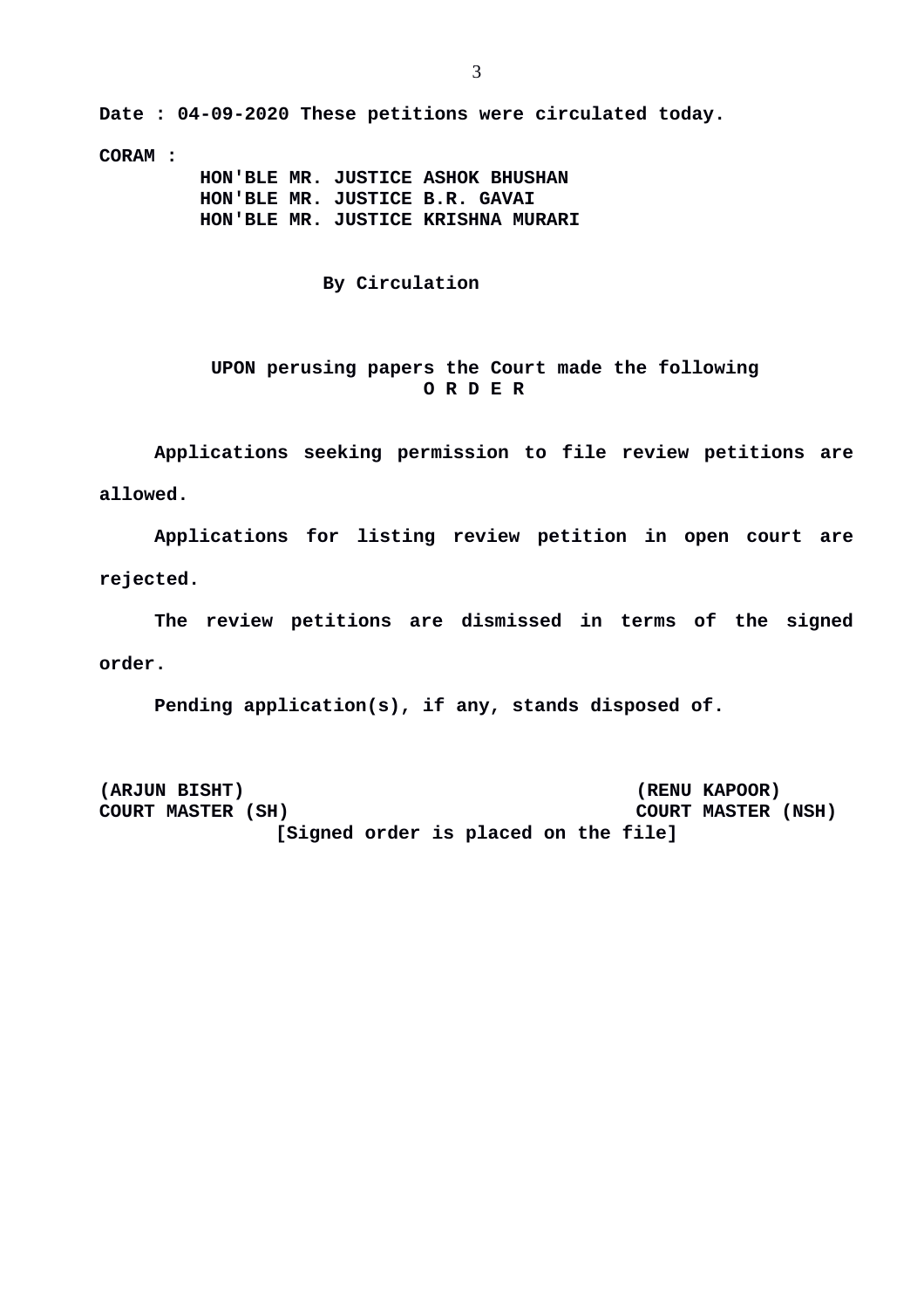**Date : 04-09-2020 These petitions were circulated today.**

**CORAM :**

**HON'BLE MR. JUSTICE ASHOK BHUSHAN**
**HON'BLE MR. JUSTICE B.R. GAVAI**
**HON'BLE MR. JUSTICE KRISHNA MURARI**

**By Circulation**

**UPON perusing papers the Court made the following**
**O R D E R**

**Applications seeking permission to file review petitions are allowed.**

**Applications for listing review petition in open court are rejected.**

**The review petitions are dismissed in terms of the signed order.**

**Pending application(s), if any, stands disposed of.**

| | |
|---|---|
| **(ARJUN BISHT)** | **(RENU KAPOOR)** |
| **COURT MASTER (SH)** | **COURT MASTER (NSH)** |

**[Signed order is placed on the file]**